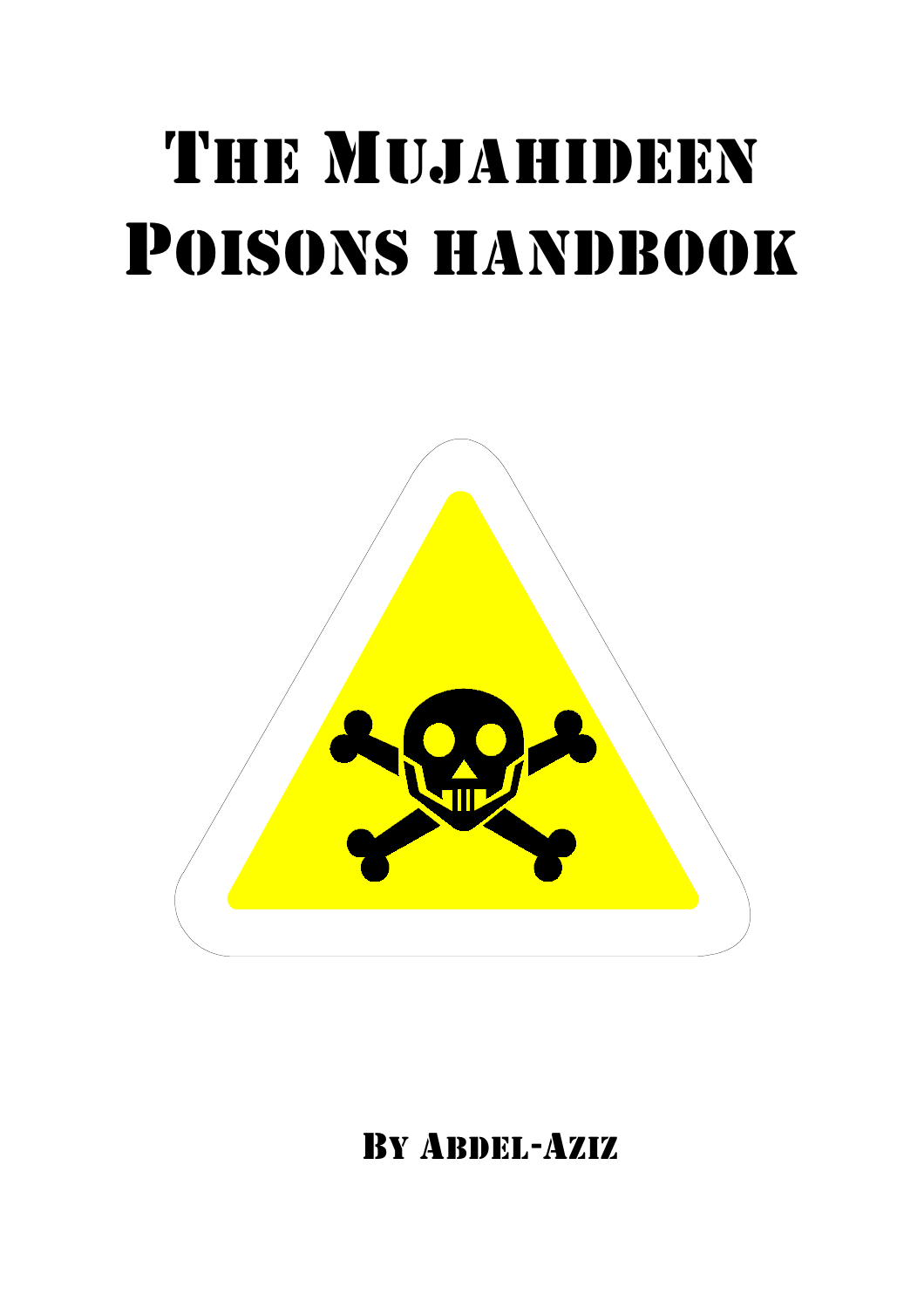# The Mujahideen Poisons handbook

By Abdel-Aziz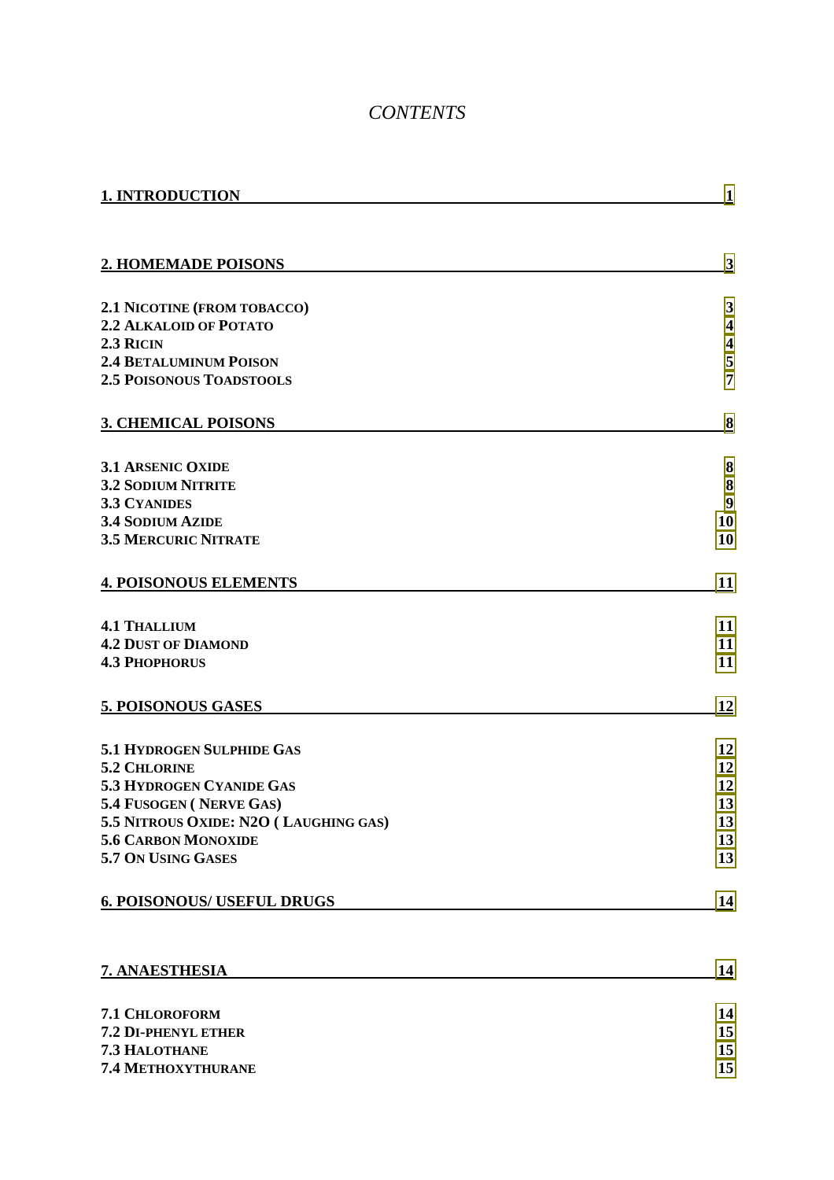# *CONTENTS*

**1. INTRODUCTION** 1

**2. HOMEMADE POISONS** 3

**2.1 NICOTINE (FROM TOBACCO)** 3
**2.2 ALKALOID OF POTATO** 4
**2.3 RICIN** 4
**2.4 BETALUMINUM POISON** 5
**2.5 POISONOUS TOADSTOOLS** 7

**3. CHEMICAL POISONS** 8

**3.1 ARSENIC OXIDE** 8
**3.2 SODIUM NITRITE** 8
**3.3 CYANIDES** 9
**3.4 SODIUM AZIDE** 10
**3.5 MERCURIC NITRATE** 10

**4. POISONOUS ELEMENTS** 11

**4.1 THALLIUM** 11
**4.2 DUST OF DIAMOND** 11
**4.3 PHOPHORUS** 11

**5. POISONOUS GASES** 12

**5.1 HYDROGEN SULPHIDE GAS** 12
**5.2 CHLORINE** 12
**5.3 HYDROGEN CYANIDE GAS** 12
**5.4 FUSOGEN ( NERVE GAS)** 13
**5.5 NITROUS OXIDE: N2O ( LAUGHING GAS)** 13
**5.6 CARBON MONOXIDE** 13
**5.7 ON USING GASES** 13

**6. POISONOUS/ USEFUL DRUGS** 14

**7. ANAESTHESIA** 14

**7.1 CHLOROFORM** 14
**7.2 DI-PHENYL ETHER** 15
**7.3 HALOTHANE** 15
**7.4 METHOXYTHURANE** 15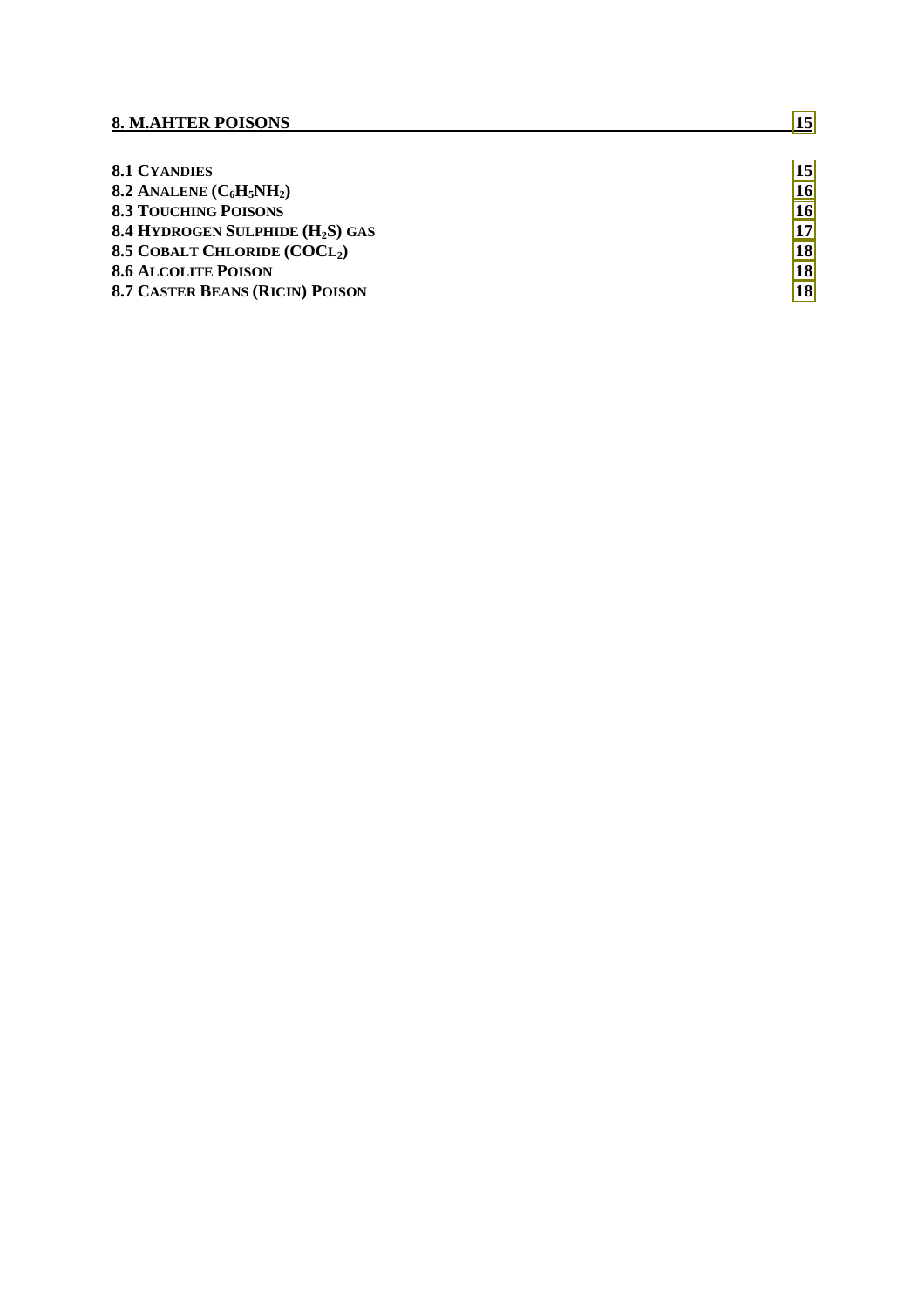**8. M.AHTER POISONS** 15

**8.1 CYANDIES** 15
**8.2 ANALENE ($C_6H_5NH_2$)** 16
**8.3 TOUCHING POISONS** 16
**8.4 HYDROGEN SULPHIDE ($H_2S$) GAS** 17
**8.5 COBALT CHLORIDE ($COCL_2$)** 18
**8.6 ALCOLITE POISON** 18
**8.7 CASTER BEANS (RICIN) POISON** 18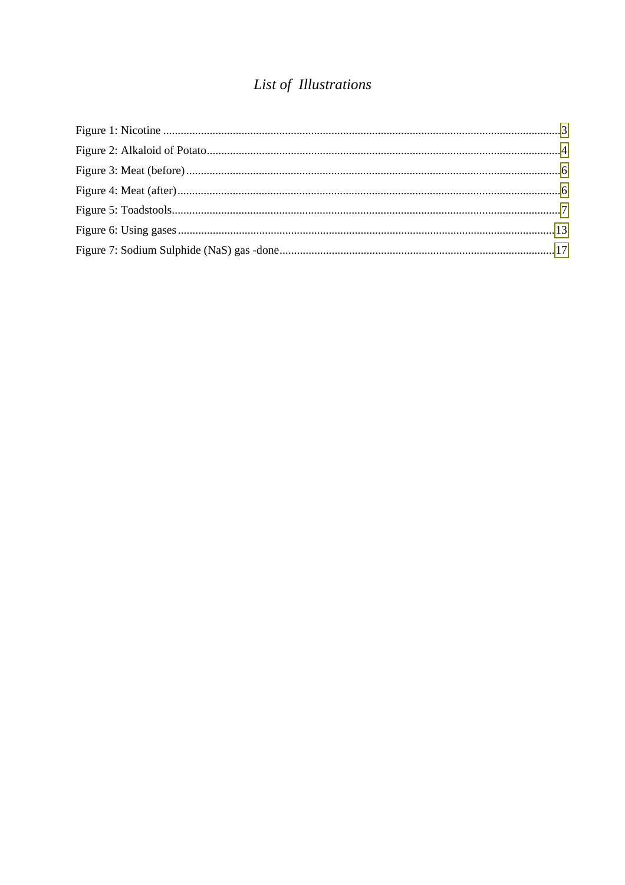# *List of Illustrations*

Figure 1: Nicotine ........................................................................................................................................3
Figure 2: Alkaloid of Potato.........................................................................................................................4
Figure 3: Meat (before)................................................................................................................................6
Figure 4: Meat (after)...................................................................................................................................6
Figure 5: Toadstools.....................................................................................................................................7
Figure 6: Using gases.................................................................................................................................13
Figure 7: Sodium Sulphide (NaS) gas -done..............................................................................................17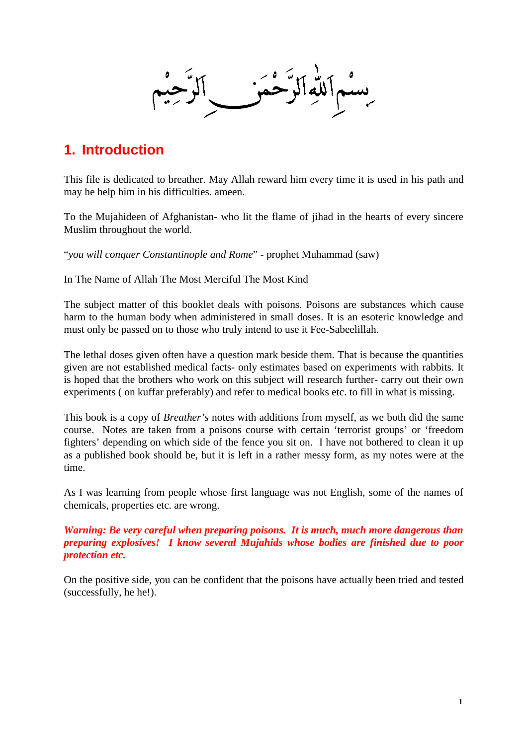بِسْمِ ٱللَّهِ ٱلرَّحْمَٰنِ ٱلرَّحِيمِ

# 1. Introduction

This file is dedicated to breather. May Allah reward him every time it is used in his path and may he help him in his difficulties. ameen.

To the Mujahideen of Afghanistan- who lit the flame of jihad in the hearts of every sincere Muslim throughout the world.

"*you will conquer Constantinople and Rome*" - prophet Muhammad (saw)

In The Name of Allah The Most Merciful The Most Kind

The subject matter of this booklet deals with poisons. Poisons are substances which cause harm to the human body when administered in small doses. It is an esoteric knowledge and must only be passed on to those who truly intend to use it Fee-Sabeelillah.

The lethal doses given often have a question mark beside them. That is because the quantities given are not established medical facts- only estimates based on experiments with rabbits. It is hoped that the brothers who work on this subject will research further- carry out their own experiments ( on kuffar preferably) and refer to medical books etc. to fill in what is missing.

This book is a copy of *Breather's* notes with additions from myself, as we both did the same course. Notes are taken from a poisons course with certain 'terrorist groups' or 'freedom fighters' depending on which side of the fence you sit on. I have not bothered to clean it up as a published book should be, but it is left in a rather messy form, as my notes were at the time.

As I was learning from people whose first language was not English, some of the names of chemicals, properties etc. are wrong.

***Warning: Be very careful when preparing poisons. It is much, much more dangerous than preparing explosives! I know several Mujahids whose bodies are finished due to poor protection etc.***

On the positive side, you can be confident that the poisons have actually been tried and tested (successfully, he he!).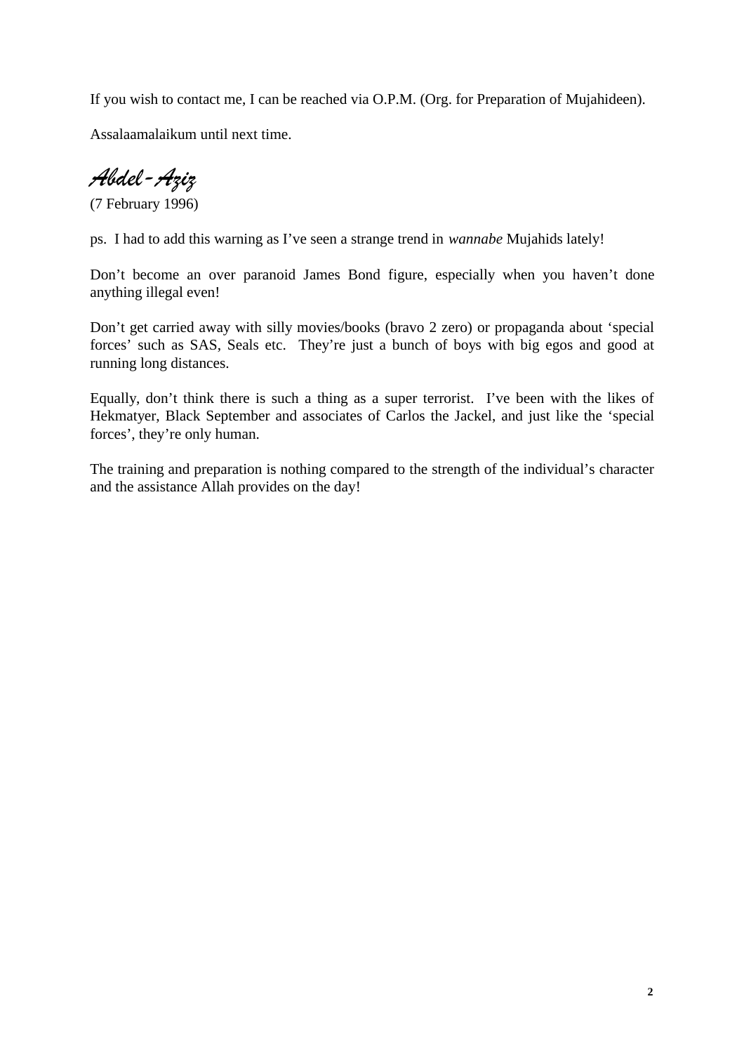If you wish to contact me, I can be reached via O.P.M. (Org. for Preparation of Mujahideen).

Assalaamalaikum until next time.

*Abdel-Aziz*
(7 February 1996)

ps. I had to add this warning as I've seen a strange trend in *wannabe* Mujahids lately!

Don't become an over paranoid James Bond figure, especially when you haven't done anything illegal even!

Don't get carried away with silly movies/books (bravo 2 zero) or propaganda about 'special forces' such as SAS, Seals etc. They're just a bunch of boys with big egos and good at running long distances.

Equally, don't think there is such a thing as a super terrorist. I've been with the likes of Hekmatyer, Black September and associates of Carlos the Jackel, and just like the 'special forces', they're only human.

The training and preparation is nothing compared to the strength of the individual's character and the assistance Allah provides on the day!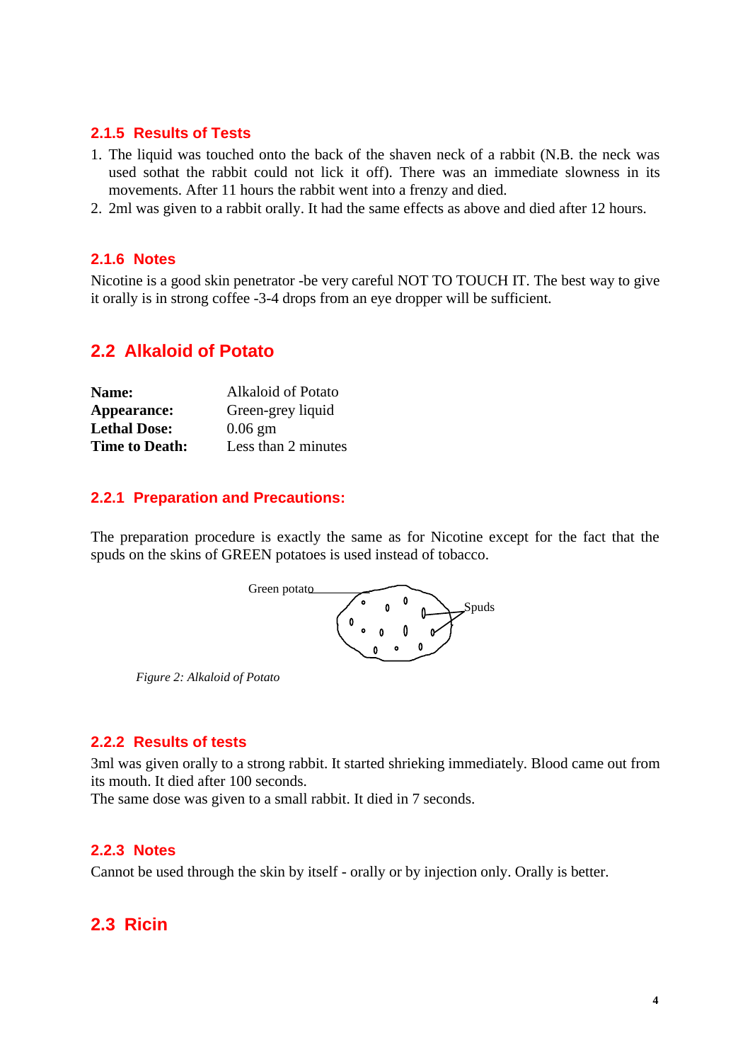### 2.1.5 Results of Tests

1. The liquid was touched onto the back of the shaven neck of a rabbit (N.B. the neck was used sothat the rabbit could not lick it off). There was an immediate slowness in its movements. After 11 hours the rabbit went into a frenzy and died.
2. 2ml was given to a rabbit orally. It had the same effects as above and died after 12 hours.

### 2.1.6 Notes

Nicotine is a good skin penetrator -be very careful NOT TO TOUCH IT. The best way to give it orally is in strong coffee -3-4 drops from an eye dropper will be sufficient.

## 2.2 Alkaloid of Potato

| | |
|---|---|
| **Name:** | Alkaloid of Potato |
| **Appearance:** | Green-grey liquid |
| **Lethal Dose:** | 0.06 gm |
| **Time to Death:** | Less than 2 minutes |

### 2.2.1 Preparation and Precautions:

The preparation procedure is exactly the same as for Nicotine except for the fact that the spuds on the skins of GREEN potatoes is used instead of tobacco.

Green potato

Spuds

*Figure 2: Alkaloid of Potato*

### 2.2.2 Results of tests

3ml was given orally to a strong rabbit. It started shrieking immediately. Blood came out from its mouth. It died after 100 seconds.
The same dose was given to a small rabbit. It died in 7 seconds.

### 2.2.3 Notes

Cannot be used through the skin by itself - orally or by injection only. Orally is better.

## 2.3 Ricin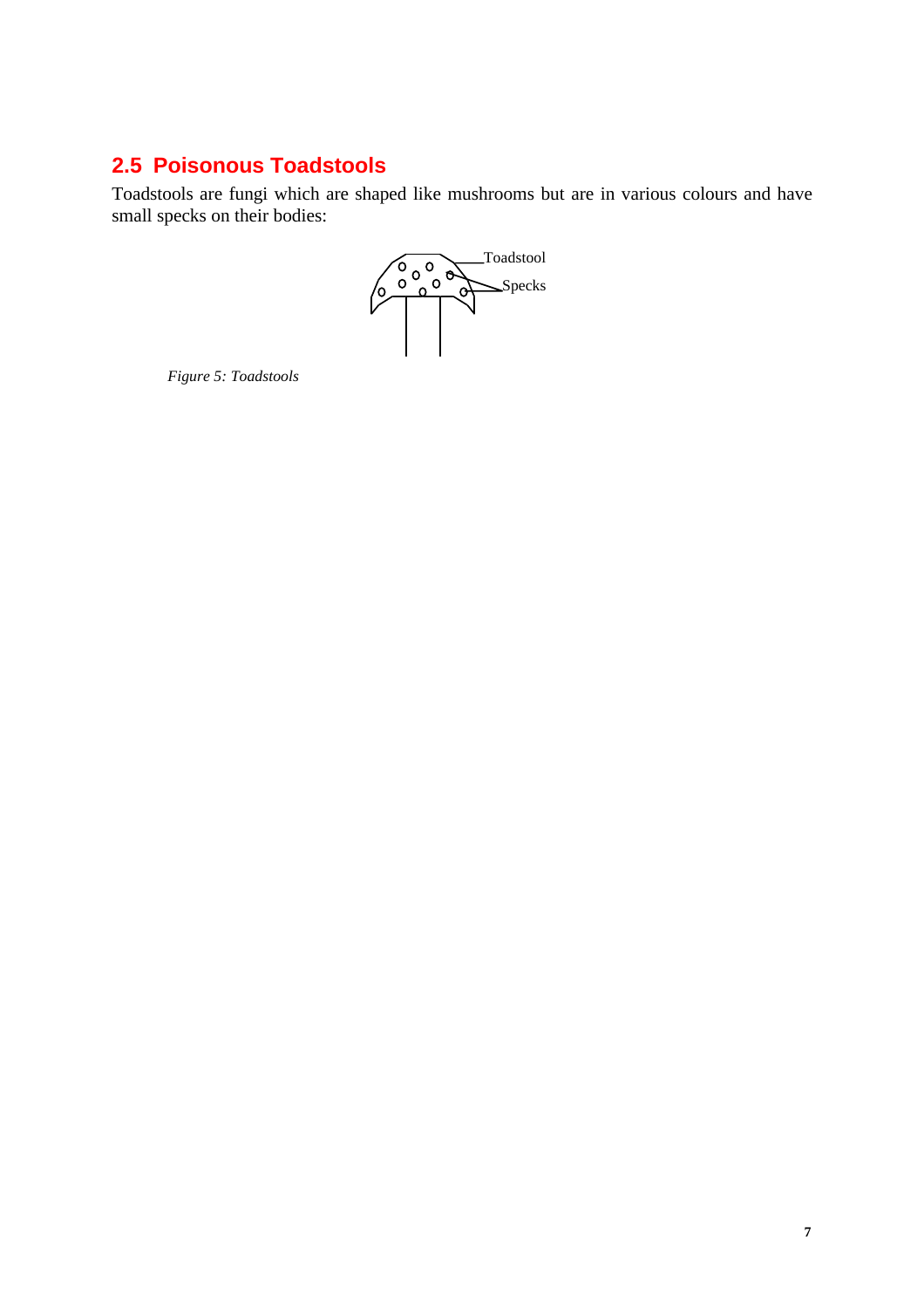## 2.5 Poisonous Toadstools

Toadstools are fungi which are shaped like mushrooms but are in various colours and have small specks on their bodies:

*Figure 5: Toadstools*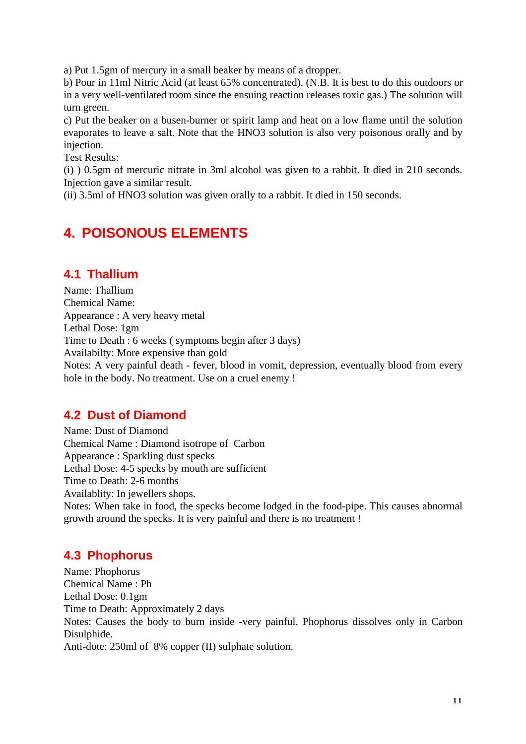a) Put 1.5gm of mercury in a small beaker by means of a dropper.
b) Pour in 11ml Nitric Acid (at least 65% concentrated). (N.B. It is best to do this outdoors or in a very well-ventilated room since the ensuing reaction releases toxic gas.) The solution will turn green.
c) Put the beaker on a busen-burner or spirit lamp and heat on a low flame until the solution evaporates to leave a salt. Note that the $HNO_3$ solution is also very poisonous orally and by injection.
Test Results:
(i) ) 0.5gm of mercuric nitrate in 3ml alcohol was given to a rabbit. It died in 210 seconds. Injection gave a similar result.
(ii) 3.5ml of $HNO_3$ solution was given orally to a rabbit. It died in 150 seconds.

# 4. POISONOUS ELEMENTS

## 4.1 Thallium

Name: Thallium
Chemical Name:
Appearance : A very heavy metal
Lethal Dose: 1gm
Time to Death : 6 weeks ( symptoms begin after 3 days)
Availabilty: More expensive than gold
Notes: A very painful death - fever, blood in vomit, depression, eventually blood from every hole in the body. No treatment. Use on a cruel enemy !

## 4.2 Dust of Diamond

Name: Dust of Diamond
Chemical Name : Diamond isotrope of Carbon
Appearance : Sparkling dust specks
Lethal Dose: 4-5 specks by mouth are sufficient
Time to Death: 2-6 months
Availablity: In jewellers shops.
Notes: When take in food, the specks become lodged in the food-pipe. This causes abnormal growth around the specks. It is very painful and there is no treatment !

## 4.3 Phophorus

Name: Phophorus
Chemical Name : Ph
Lethal Dose: 0.1gm
Time to Death: Approximately 2 days
Notes: Causes the body to burn inside -very painful. Phophorus dissolves only in Carbon Disulphide.
Anti-dote: 250ml of 8% copper (II) sulphate solution.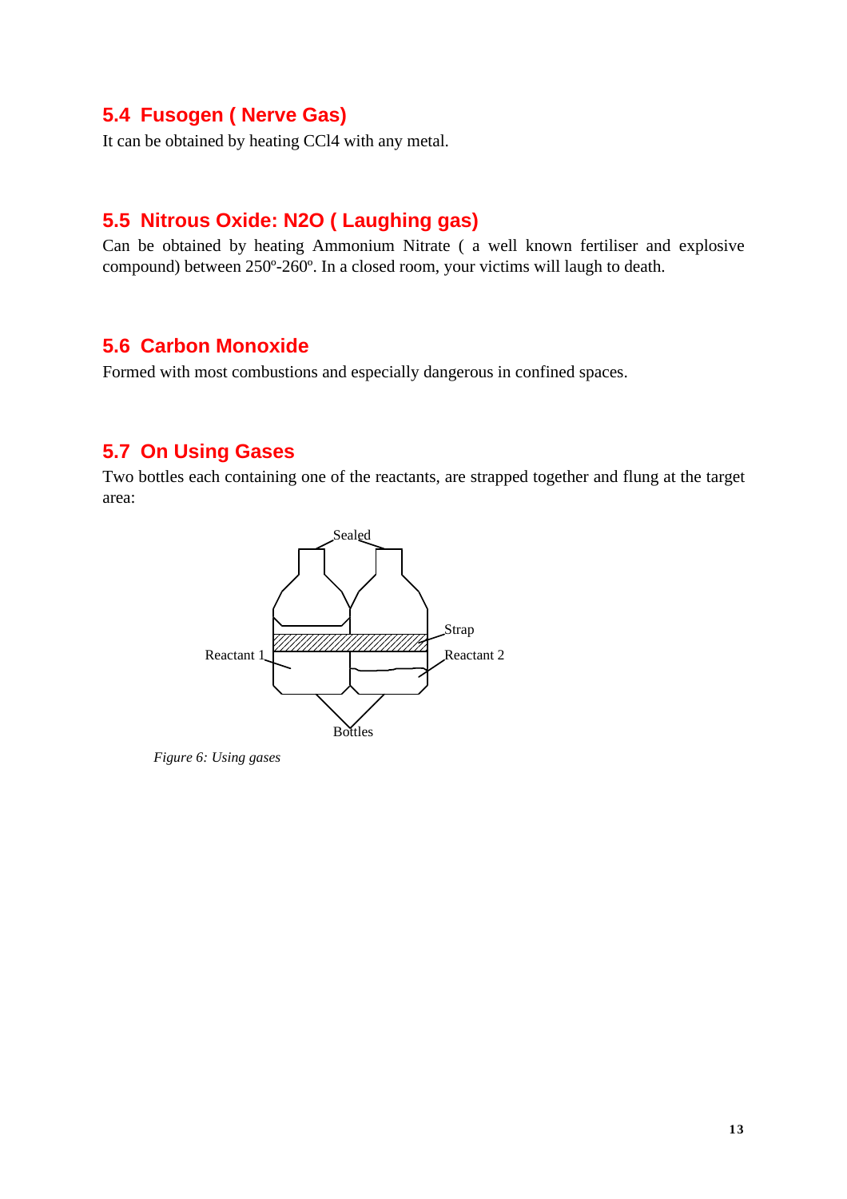## 5.4 Fusogen ( Nerve Gas)

It can be obtained by heating CCl4 with any metal.

## 5.5 Nitrous Oxide: N2O ( Laughing gas)

Can be obtained by heating Ammonium Nitrate ( a well known fertiliser and explosive compound) between 250º-260º. In a closed room, your victims will laugh to death.

## 5.6 Carbon Monoxide

Formed with most combustions and especially dangerous in confined spaces.

## 5.7 On Using Gases

Two bottles each containing one of the reactants, are strapped together and flung at the target area:

Sealed

Strap

Reactant 1

Reactant 2

Bottles

*Figure 6: Using gases*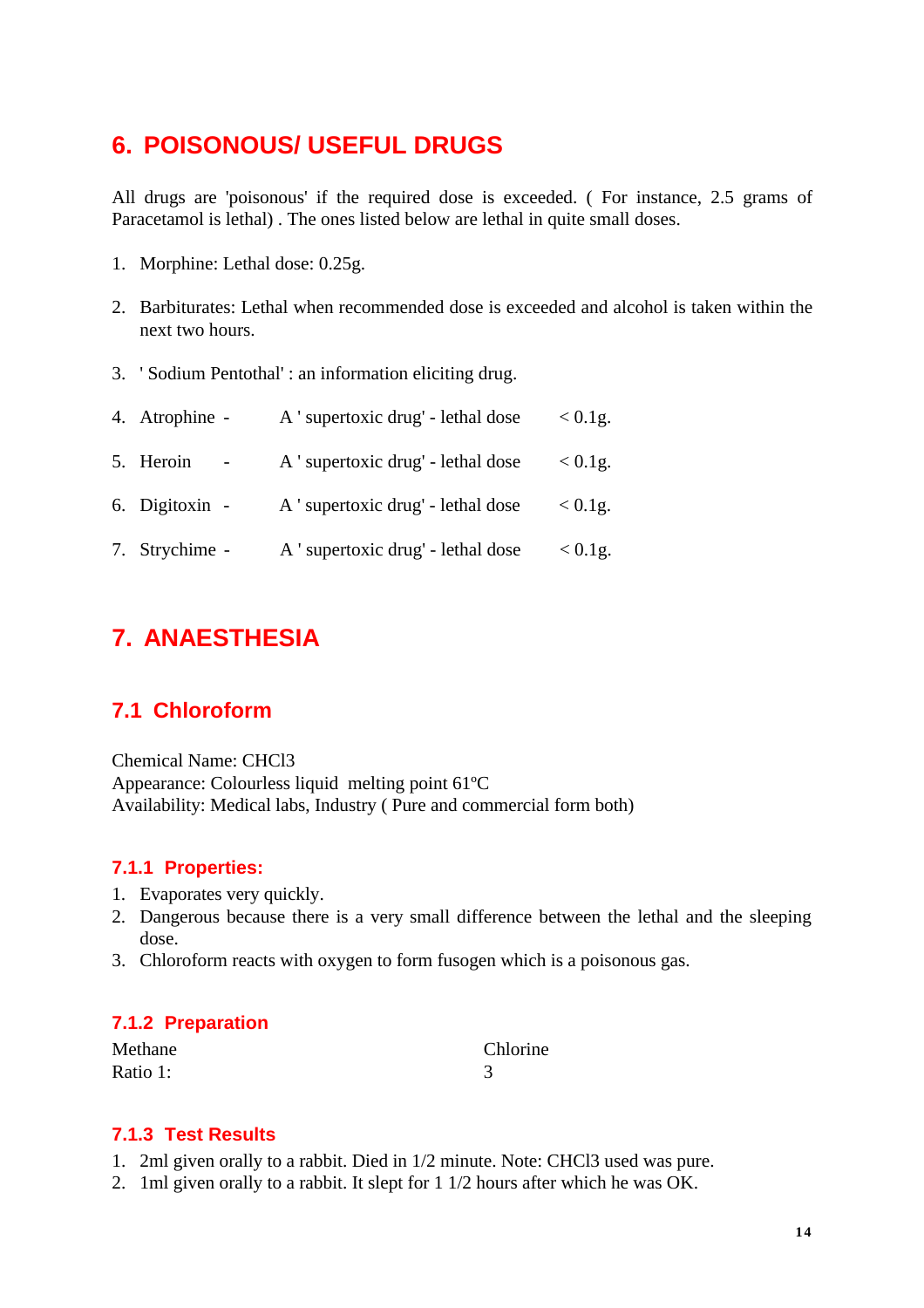# 6. POISONOUS/ USEFUL DRUGS

All drugs are 'poisonous' if the required dose is exceeded. ( For instance, 2.5 grams of Paracetamol is lethal) . The ones listed below are lethal in quite small doses.

1. Morphine: Lethal dose: 0.25g.

2. Barbiturates: Lethal when recommended dose is exceeded and alcohol is taken within the next two hours.

3. ' Sodium Pentothal' : an information eliciting drug.

4. Atrophine - A ' supertoxic drug' - lethal dose < 0.1g.

5. Heroin - A ' supertoxic drug' - lethal dose < 0.1g.

6. Digitoxin - A ' supertoxic drug' - lethal dose < 0.1g.

7. Strychime - A ' supertoxic drug' - lethal dose < 0.1g.

# 7. ANAESTHESIA

## 7.1 Chloroform

Chemical Name: CHCl3
Appearance: Colourless liquid melting point 61ºC
Availability: Medical labs, Industry ( Pure and commercial form both)

### 7.1.1 Properties:

1. Evaporates very quickly.
2. Dangerous because there is a very small difference between the lethal and the sleeping dose.
3. Chloroform reacts with oxygen to form fusogen which is a poisonous gas.

### 7.1.2 Preparation

| Methane | Chlorine |
|---|---|
| Ratio 1: | 3 |

### 7.1.3 Test Results

1. 2ml given orally to a rabbit. Died in 1/2 minute. Note: CHCl3 used was pure.
2. 1ml given orally to a rabbit. It slept for 1 1/2 hours after which he was OK.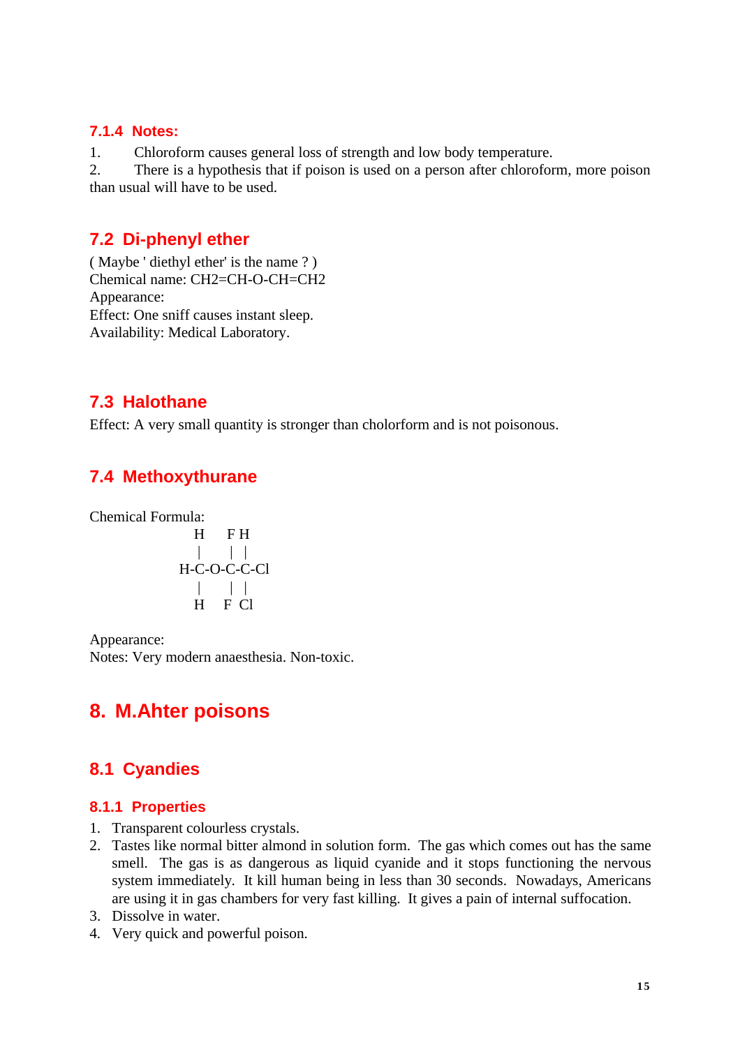### 7.1.4 Notes:

1. Chloroform causes general loss of strength and low body temperature.
2. There is a hypothesis that if poison is used on a person after chloroform, more poison than usual will have to be used.

## 7.2 Di-phenyl ether

( Maybe ' diethyl ether' is the name ? )
Chemical name: $CH_2=CH-O-CH=CH_2$
Appearance:
Effect: One sniff causes instant sleep.
Availability: Medical Laboratory.

## 7.3 Halothane

Effect: A very small quantity is stronger than cholorform and is not poisonous.

## 7.4 Methoxythurane

Chemical Formula:

```
    H     F H
    |     | |
  H-C-O-C-C-Cl
    |     | |
    H     F Cl
```

Appearance:
Notes: Very modern anaesthesia. Non-toxic.

# 8. M.Ahter poisons

## 8.1 Cyandies

### 8.1.1 Properties

1. Transparent colourless crystals.
2. Tastes like normal bitter almond in solution form. The gas which comes out has the same smell. The gas is as dangerous as liquid cyanide and it stops functioning the nervous system immediately. It kill human being in less than 30 seconds. Nowadays, Americans are using it in gas chambers for very fast killing. It gives a pain of internal suffocation.
3. Dissolve in water.
4. Very quick and powerful poison.